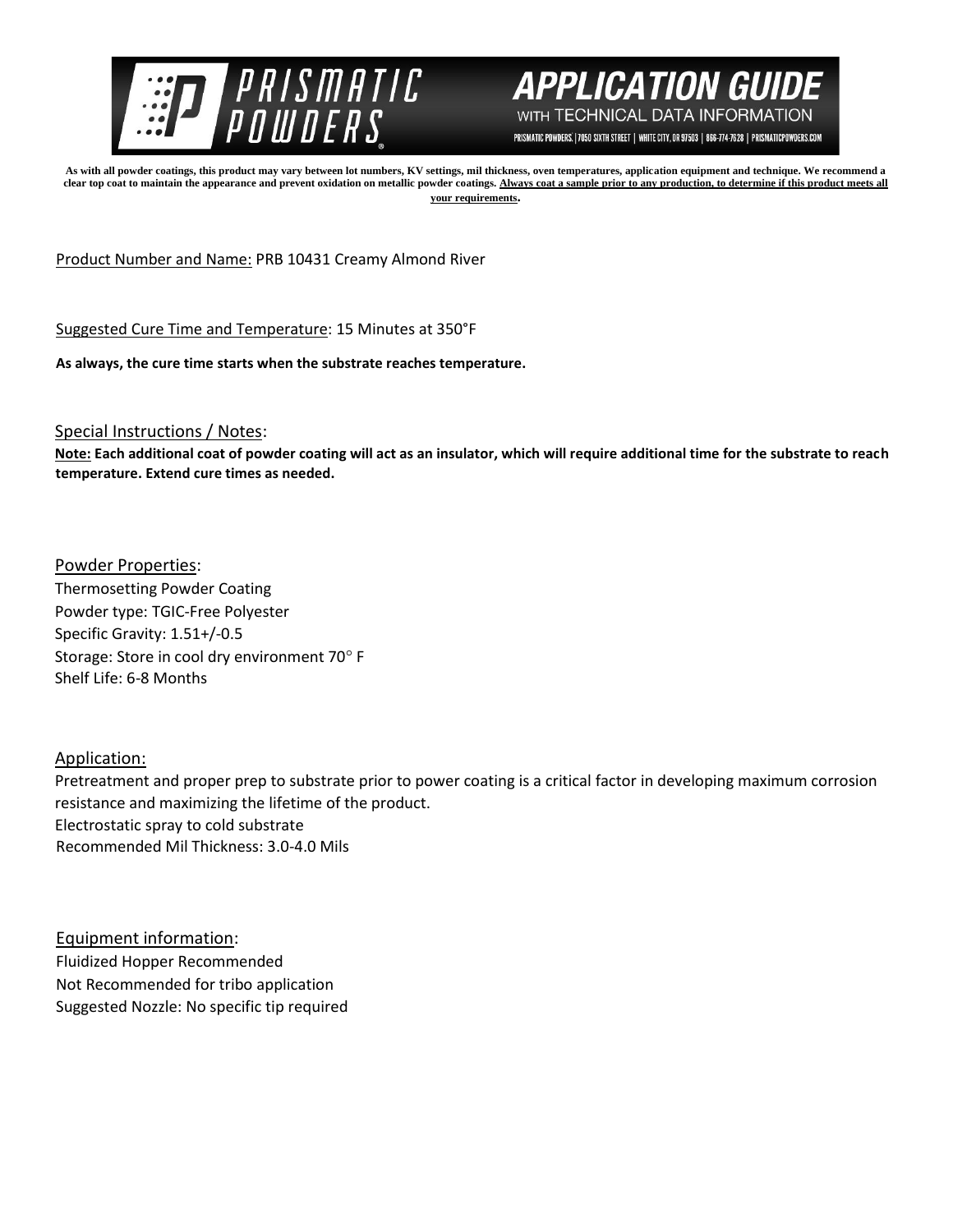# PRISMATIC POWDERS

## APPLICATION GUIDE WITH TECHNICAL DATA INFORMATION

PRISMATIC POWDERS. | 7050 SIXTH STREET | WHITE CITY, OR 97503 | 866-774-7628 | PRISMATICPOWDERS.COM

**As with all powder coatings, this product may vary between lot numbers, KV settings, mil thickness, oven temperatures, application equipment and technique. We recommend a clear top coat to maintain the appearance and prevent oxidation on metallic powder coatings. Always coat a sample prior to any production, to determine if this product meets all your requirements.**

Product Number and Name: PRB 10431 Creamy Almond River

Suggested Cure Time and Temperature: 15 Minutes at 350°F

**As always, the cure time starts when the substrate reaches temperature.**

Special Instructions / Notes:

**Note: Each additional coat of powder coating will act as an insulator, which will require additional time for the substrate to reach temperature. Extend cure times as needed.**

Powder Properties:

Thermosetting Powder Coating
Powder type: TGIC-Free Polyester
Specific Gravity: 1.51+/-0.5
Storage: Store in cool dry environment 70° F
Shelf Life: 6-8 Months

Application:

Pretreatment and proper prep to substrate prior to power coating is a critical factor in developing maximum corrosion resistance and maximizing the lifetime of the product.
Electrostatic spray to cold substrate
Recommended Mil Thickness: 3.0-4.0 Mils

Equipment information:

Fluidized Hopper Recommended
Not Recommended for tribo application
Suggested Nozzle: No specific tip required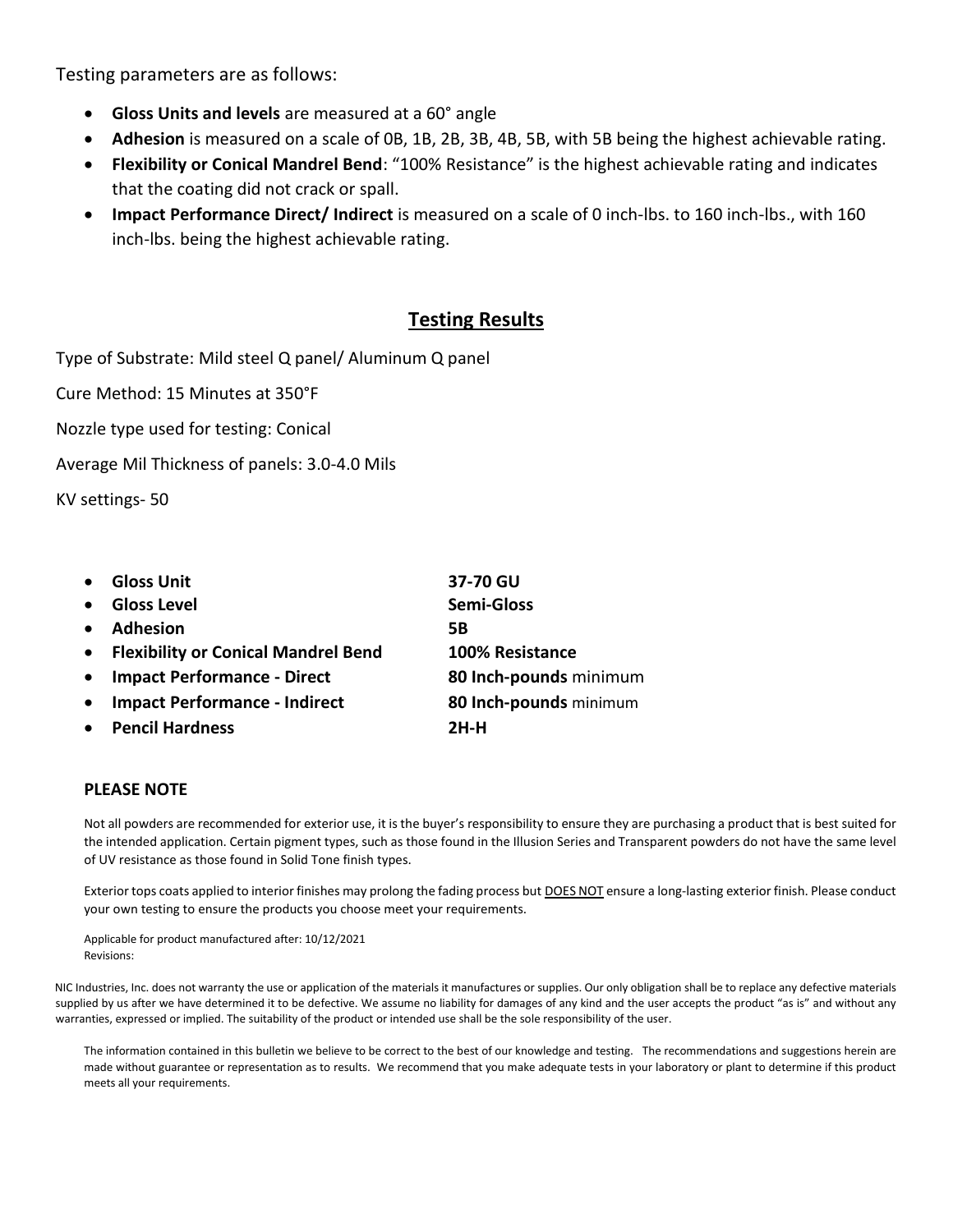Testing parameters are as follows:

- **Gloss Units and levels** are measured at a 60° angle
- **Adhesion** is measured on a scale of 0B, 1B, 2B, 3B, 4B, 5B, with 5B being the highest achievable rating.
- **Flexibility or Conical Mandrel Bend**: "100% Resistance" is the highest achievable rating and indicates that the coating did not crack or spall.
- **Impact Performance Direct/ Indirect** is measured on a scale of 0 inch-lbs. to 160 inch-lbs., with 160 inch-lbs. being the highest achievable rating.

## Testing Results

Type of Substrate: Mild steel Q panel/ Aluminum Q panel

Cure Method: 15 Minutes at 350°F

Nozzle type used for testing: Conical

Average Mil Thickness of panels: 3.0-4.0 Mils

KV settings- 50

| | |
|---|---|
| **Gloss Unit** | **37-70 GU** |
| **Gloss Level** | **Semi-Gloss** |
| **Adhesion** | **5B** |
| **Flexibility or Conical Mandrel Bend** | **100% Resistance** |
| **Impact Performance - Direct** | **80 Inch-pounds** minimum |
| **Impact Performance - Indirect** | **80 Inch-pounds** minimum |
| **Pencil Hardness** | **2H-H** |

### PLEASE NOTE

Not all powders are recommended for exterior use, it is the buyer's responsibility to ensure they are purchasing a product that is best suited for the intended application. Certain pigment types, such as those found in the Illusion Series and Transparent powders do not have the same level of UV resistance as those found in Solid Tone finish types.

Exterior tops coats applied to interior finishes may prolong the fading process but DOES NOT ensure a long-lasting exterior finish. Please conduct your own testing to ensure the products you choose meet your requirements.

Applicable for product manufactured after: 10/12/2021
Revisions:

NIC Industries, Inc. does not warranty the use or application of the materials it manufactures or supplies. Our only obligation shall be to replace any defective materials supplied by us after we have determined it to be defective. We assume no liability for damages of any kind and the user accepts the product "as is" and without any warranties, expressed or implied. The suitability of the product or intended use shall be the sole responsibility of the user.

The information contained in this bulletin we believe to be correct to the best of our knowledge and testing. The recommendations and suggestions herein are made without guarantee or representation as to results. We recommend that you make adequate tests in your laboratory or plant to determine if this product meets all your requirements.